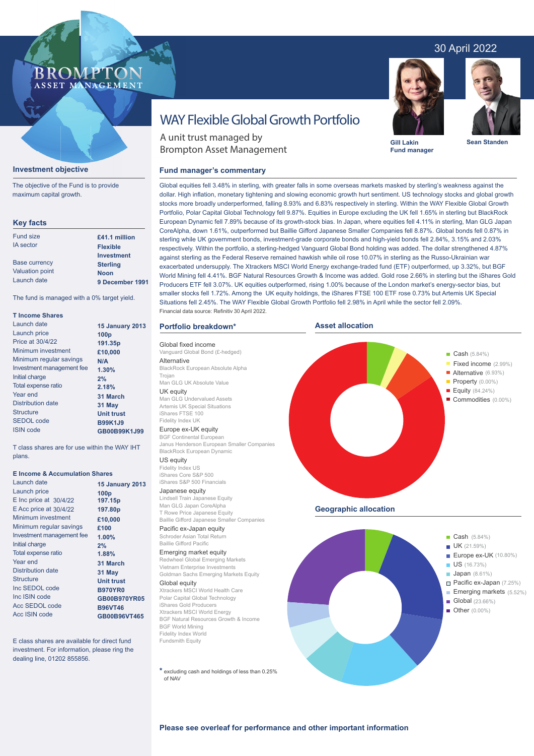30 April 2022

BROMPTON ASSET MANAGEMENT

# WAY Flexible Global Growth Portfolio

A unit trust managed by Brompton Asset Management

**Gill Lakin**
**Fund manager**

**Sean Standen**

## Investment objective

The objective of the Fund is to provide maximum capital growth.

## Key facts

| | |
|---|---|
| Fund size | **£41.1 million** |
| IA sector | **Flexible Investment** |
| Base currency | **Sterling** |
| Valuation point | **Noon** |
| Launch date | **9 December 1991** |

The fund is managed with a 0% target yield.

### T Income Shares

| | |
|---|---|
| Launch date | **15 January 2013** |
| Launch price | **100p** |
| Price at 30/4/22 | **191.35p** |
| Minimum investment | **£10,000** |
| Minimum regular savings | **N/A** |
| Investment management fee | **1.30%** |
| Initial charge | **2%** |
| Total expense ratio | **2.18%** |
| Year end | **31 March** |
| Distribution date | **31 May** |
| Structure | **Unit trust** |
| SEDOL code | **B99K1J9** |
| ISIN code | **GB00B99K1J99** |

T class shares are for use within the WAY IHT plans.

### E Income & Accumulation Shares

| | |
|---|---|
| Launch date | **15 January 2013** |
| Launch price | **100p** |
| E Inc price at 30/4/22 | **197.15p** |
| E Acc price at 30/4/22 | **197.80p** |
| Minimum investment | **£10,000** |
| Minimum regular savings | **£100** |
| Investment management fee | **1.00%** |
| Initial charge | **2%** |
| Total expense ratio | **1.88%** |
| Year end | **31 March** |
| Distribution date | **31 May** |
| Structure | **Unit trust** |
| Inc SEDOL code | **B970YR0** |
| Inc ISIN code | **GB00B970YR05** |
| Acc SEDOL code | **B96VT46** |
| Acc ISIN code | **GB00B96VT465** |

E class shares are available for direct fund investment. For information, please ring the dealing line, 01202 855856.

## Fund manager's commentary

Global equities fell 3.48% in sterling, with greater falls in some overseas markets masked by sterling's weakness against the dollar. High inflation, monetary tightening and slowing economic growth hurt sentiment. US technology stocks and global growth stocks more broadly underperformed, falling 8.93% and 6.83% respectively in sterling. Within the WAY Flexible Global Growth Portfolio, Polar Capital Global Technology fell 9.87%. Equities in Europe excluding the UK fell 1.65% in sterling but BlackRock European Dynamic fell 7.89% because of its growth-stock bias. In Japan, where equities fell 4.11% in sterling, Man GLG Japan CoreAlpha, down 1.61%, outperformed but Baillie Gifford Japanese Smaller Companies fell 8.87%. Global bonds fell 0.87% in sterling while UK government bonds, investment-grade corporate bonds and high-yield bonds fell 2.84%, 3.15% and 2.03% respectively. Within the portfolio, a sterling-hedged Vanguard Global Bond holding was added. The dollar strengthened 4.87% against sterling as the Federal Reserve remained hawkish while oil rose 10.07% in sterling as the Russo-Ukrainian war exacerbated undersupply. The Xtrackers MSCI World Energy exchange-traded fund (ETF) outperformed, up 3.32%, but BGF World Mining fell 4.41%. BGF Natural Resources Growth & Income was added. Gold rose 2.66% in sterling but the iShares Gold Producers ETF fell 3.07%. UK equities outperformed, rising 1.00% because of the London market's energy-sector bias, but smaller stocks fell 1.72%. Among the UK equity holdings, the iShares FTSE 100 ETF rose 0.73% but Artemis UK Special Situations fell 2.45%. The WAY Flexible Global Growth Portfolio fell 2.98% in April while the sector fell 2.09%.

Financial data source: Refinitiv 30 April 2022.

## Portfolio breakdown*

**Global fixed income**
- Vanguard Global Bond (£-hedged)

**Alternative**
- BlackRock European Absolute Alpha
- Trojan
- Man GLG UK Absolute Value

**UK equity**
- Man GLG Undervalued Assets
- Artemis UK Special Situations
- iShares FTSE 100
- Fidelity Index UK

**Europe ex-UK equity**
- BGF Continental European
- Janus Henderson European Smaller Companies
- BlackRock European Dynamic

**US equity**
- Fidelity Index US
- iShares Core S&P 500
- iShares S&P 500 Financials

**Japanese equity**
- Lindsell Train Japanese Equity
- Man GLG Japan CoreAlpha
- T Rowe Price Japanese Equity
- Baillie Gifford Japanese Smaller Companies

**Pacific ex-Japan equity**
- Schroder Asian Total Return
- Baillie Gifford Pacific

**Emerging market equity**
- Redwheel Global Emerging Markets
- Vietnam Enterprise Investments
- Goldman Sachs Emerging Markets Equity

**Global equity**
- Xtrackers MSCI World Health Care
- Polar Capital Global Technology
- iShares Gold Producers
- Xtrackers MSCI World Energy
- BGF Natural Resources Growth & Income
- BGF World Mining
- Fidelity Index World
- Fundsmith Equity

\* excluding cash and holdings of less than 0.25% of NAV

## Asset allocation

| Asset | % |
|---|---|
| Cash | 5.84% |
| Fixed income | 2.99% |
| Alternative | 6.93% |
| Property | 0.00% |
| Equity | 84.24% |
| Commodities | 0.00% |

## Geographic allocation

| Region | % |
|---|---|
| Cash | 5.84% |
| UK | 21.59% |
| Europe ex-UK | 10.80% |
| US | 16.73% |
| Japan | 8.61% |
| Pacific ex-Japan | 7.25% |
| Emerging markets | 5.52% |
| Global | 23.66% |
| Other | 0.00% |

**Please see overleaf for performance and other important information**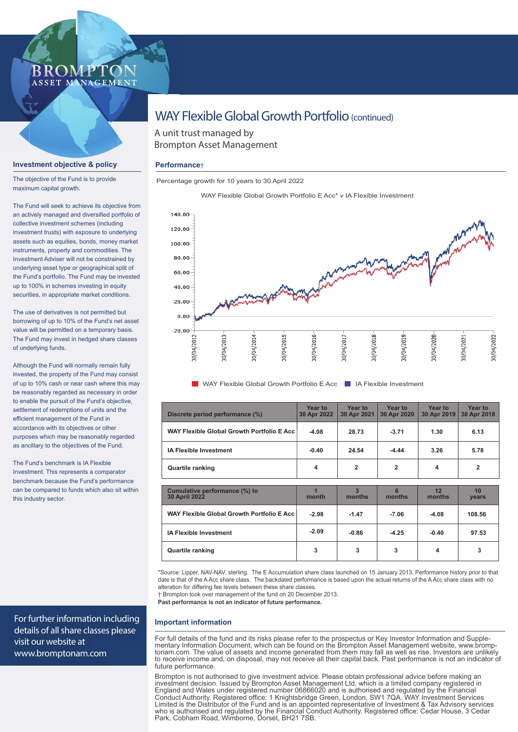BROMPTON
ASSET MANAGEMENT

# WAY Flexible Global Growth Portfolio (continued)

A unit trust managed by
Brompton Asset Management

## Investment objective & policy

The objective of the Fund is to provide maximum capital growth.

The Fund will seek to achieve its objective from an actively managed and diversified portfolio of collective investment schemes (including investment trusts) with exposure to underlying assets such as equities, bonds, money market instruments, property and commodities. The Investment Adviser will not be constrained by underlying asset type or geographical split of the Fund's portfolio. The Fund may be invested up to 100% in schemes investing in equity securities, in appropriate market conditions.

The use of derivatives is not permitted but borrowing of up to 10% of the Fund's net asset value will be permitted on a temporary basis. The Fund may invest in hedged share classes of underlying funds.

Although the Fund will normally remain fully invested, the property of the Fund may consist of up to 10% cash or near cash where this may be reasonably regarded as necessary in order to enable the pursuit of the Fund's objective, settlement of redemptions of units and the efficient management of the Fund in accordance with its objectives or other purposes which may be reasonably regarded as ancillary to the objectives of the Fund.

The Fund's benchmark is IA Flexible Investment. This represents a comparator benchmark because the Fund's performance can be compared to funds which also sit within this industry sector.

For further information including details of all share classes please visit our website at www.bromptonam.com

## Performance†

Percentage growth for 10 years to 30 April 2022

WAY Flexible Global Growth Portfolio E Acc* v IA Flexible Investment

140.00
120.00
100.00
80.00
60.00
40.00
20.00
0.00
-20.00

30/04/2012
30/04/2013
30/04/2014
30/04/2015
30/04/2016
30/04/2017
30/04/2018
30/04/2019
30/04/2020
30/04/2021
30/04/2022

WAY Flexible Global Growth Portfolio E Acc
IA Flexible Investment

| Discrete period performance (%) | Year to 30 Apr 2022 | Year to 30 Apr 2021 | Year to 30 Apr 2020 | Year to 30 Apr 2019 | Year to 30 Apr 2018 |
|---|---|---|---|---|---|
| WAY Flexible Global Growth Portfolio E Acc | -4.08 | 28.73 | -3.71 | 1.30 | 6.13 |
| IA Flexible Investment | -0.40 | 24.54 | -4.44 | 3.26 | 5.78 |
| Quartile ranking | 4 | 2 | 2 | 4 | 2 |

| Cumulative performance (%) to 30 April 2022 | 1 month | 3 months | 6 months | 12 months | 10 years |
|---|---|---|---|---|---|
| WAY Flexible Global Growth Portfolio E Acc | -2.98 | -1.47 | -7.06 | -4.08 | 108.56 |
| IA Flexible Investment | -2.09 | -0.86 | -4.25 | -0.40 | 97.53 |
| Quartile ranking | 3 | 3 | 3 | 4 | 3 |

*Source: Lipper, NAV-NAV, sterling. The E Accumulation share class launched on 15 January 2013. Performance history prior to that date is that of the A Acc share class. The backdated performance is based upon the actual returns of the A Acc share class with no alteration for differing fee levels between these share classes.
† Brompton took over management of the fund on 20 December 2013.
**Past performance is not an indicator of future performance.**

## Important information

For full details of the fund and its risks please refer to the prospectus or Key Investor Information and Supplementary Information Document, which can be found on the Brompton Asset Management website, www.bromptonam.com. The value of assets and income generated from them may fall as well as rise. Investors are unlikely to receive income and, on disposal, may not receive all their capital back. Past performance is not an indicator of future performance.

Brompton is not authorised to give investment advice. Please obtain professional advice before making an investment decision. Issued by Brompton Asset Management Ltd, which is a limited company registered in England and Wales under registered number 06866020 and is authorised and regulated by the Financial Conduct Authority. Registered office: 1 Knightsbridge Green, London, SW1 7QA. WAY Investment Services Limited is the Distributor of the Fund and is an appointed representative of Investment & Tax Advisory services who is authorised and regulated by the Financial Conduct Authority. Registered office: Cedar House, 3 Cedar Park, Cobham Road, Wimborne, Dorset, BH21 7SB.